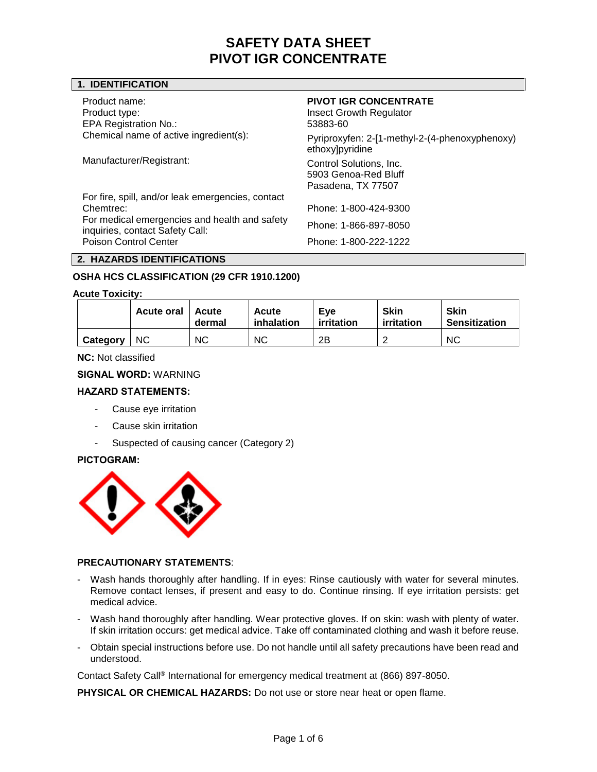# SAFETY DATA SHEET
# PIVOT IGR CONCENTRATE

## 1. IDENTIFICATION

| | |
|---|---|
| Product name: | **PIVOT IGR CONCENTRATE** |
| Product type: | Insect Growth Regulator |
| EPA Registration No.: | 53883-60 |
| Chemical name of active ingredient(s): | Pyriproxyfen: 2-[1-methyl-2-(4-phenoxyphenoxy) ethoxy]pyridine |
| Manufacturer/Registrant: | Control Solutions, Inc.<br>5903 Genoa-Red Bluff<br>Pasadena, TX 77507 |
| For fire, spill, and/or leak emergencies, contact Chemtrec: | Phone: 1-800-424-9300 |
| For medical emergencies and health and safety inquiries, contact Safety Call: | Phone: 1-866-897-8050 |
| Poison Control Center | Phone: 1-800-222-1222 |

## 2. HAZARDS IDENTIFICATIONS

**OSHA HCS CLASSIFICATION (29 CFR 1910.1200)**

**Acute Toxicity:**

| | Acute oral | Acute dermal | Acute inhalation | Eye irritation | Skin irritation | Skin Sensitization |
|---|---|---|---|---|---|---|
| **Category** | NC | NC | NC | 2B | 2 | NC |

**NC:** Not classified

**SIGNAL WORD:** WARNING

**HAZARD STATEMENTS:**

- Cause eye irritation
- Cause skin irritation
- Suspected of causing cancer (Category 2)

**PICTOGRAM:**

**PRECAUTIONARY STATEMENTS**:

- Wash hands thoroughly after handling. If in eyes: Rinse cautiously with water for several minutes. Remove contact lenses, if present and easy to do. Continue rinsing. If eye irritation persists: get medical advice.
- Wash hand thoroughly after handling. Wear protective gloves. If on skin: wash with plenty of water. If skin irritation occurs: get medical advice. Take off contaminated clothing and wash it before reuse.
- Obtain special instructions before use. Do not handle until all safety precautions have been read and understood.

Contact Safety Call® International for emergency medical treatment at (866) 897-8050.

**PHYSICAL OR CHEMICAL HAZARDS:** Do not use or store near heat or open flame.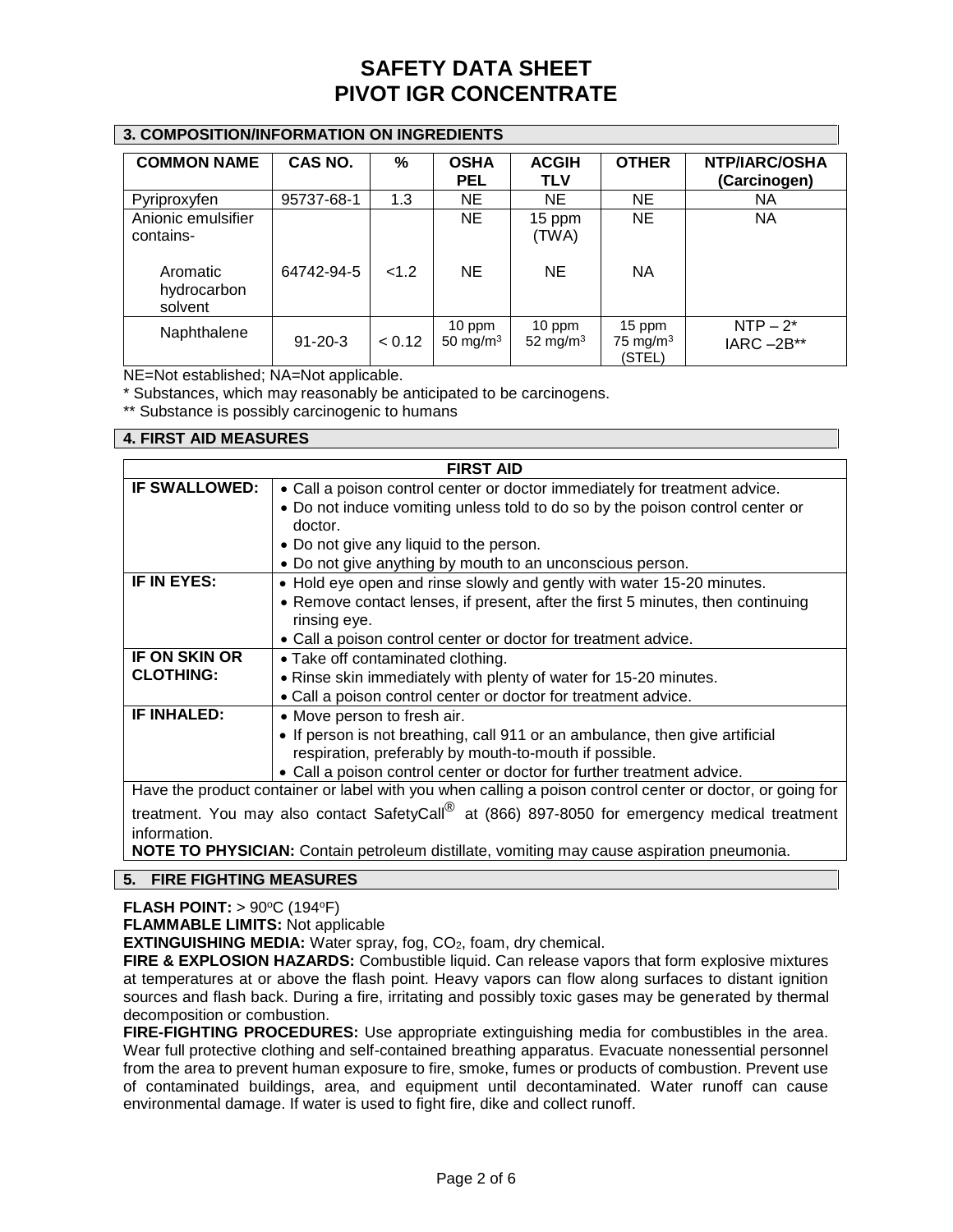# SAFETY DATA SHEET
# PIVOT IGR CONCENTRATE

## 3. COMPOSITION/INFORMATION ON INGREDIENTS

| COMMON NAME | CAS NO. | % | OSHA PEL | ACGIH TLV | OTHER | NTP/IARC/OSHA (Carcinogen) |
|---|---|---|---|---|---|---|
| Pyriproxyfen | 95737-68-1 | 1.3 | NE | NE | NE | NA |
| Anionic emulsifier contains- | | | NE | 15 ppm (TWA) | NE | NA |
| Aromatic hydrocarbon solvent | 64742-94-5 | <1.2 | NE | NE | NA | |
| Naphthalene | 91-20-3 | < 0.12 | 10 ppm 50 mg/m$^3$ | 10 ppm 52 mg/m$^3$ | 15 ppm 75 mg/m$^3$ (STEL) | NTP – 2* IARC –2B** |

NE=Not established; NA=Not applicable.

* Substances, which may reasonably be anticipated to be carcinogens.

** Substance is possibly carcinogenic to humans

## 4. FIRST AID MEASURES

| FIRST AID | |
|---|---|
| **IF SWALLOWED:** | • Call a poison control center or doctor immediately for treatment advice.<br>• Do not induce vomiting unless told to do so by the poison control center or doctor.<br>• Do not give any liquid to the person.<br>• Do not give anything by mouth to an unconscious person. |
| **IF IN EYES:** | • Hold eye open and rinse slowly and gently with water 15-20 minutes.<br>• Remove contact lenses, if present, after the first 5 minutes, then continuing rinsing eye.<br>• Call a poison control center or doctor for treatment advice. |
| **IF ON SKIN OR CLOTHING:** | • Take off contaminated clothing.<br>• Rinse skin immediately with plenty of water for 15-20 minutes.<br>• Call a poison control center or doctor for treatment advice. |
| **IF INHALED:** | • Move person to fresh air.<br>• If person is not breathing, call 911 or an ambulance, then give artificial respiration, preferably by mouth-to-mouth if possible.<br>• Call a poison control center or doctor for further treatment advice. |

Have the product container or label with you when calling a poison control center or doctor, or going for treatment. You may also contact SafetyCall® at (866) 897-8050 for emergency medical treatment information.

**NOTE TO PHYSICIAN:** Contain petroleum distillate, vomiting may cause aspiration pneumonia.

## 5. FIRE FIGHTING MEASURES

**FLASH POINT:** > 90°C (194°F)

**FLAMMABLE LIMITS:** Not applicable

**EXTINGUISHING MEDIA:** Water spray, fog, $CO_2$, foam, dry chemical.

**FIRE & EXPLOSION HAZARDS:** Combustible liquid. Can release vapors that form explosive mixtures at temperatures at or above the flash point. Heavy vapors can flow along surfaces to distant ignition sources and flash back. During a fire, irritating and possibly toxic gases may be generated by thermal decomposition or combustion.

**FIRE-FIGHTING PROCEDURES:** Use appropriate extinguishing media for combustibles in the area. Wear full protective clothing and self-contained breathing apparatus. Evacuate nonessential personnel from the area to prevent human exposure to fire, smoke, fumes or products of combustion. Prevent use of contaminated buildings, area, and equipment until decontaminated. Water runoff can cause environmental damage. If water is used to fight fire, dike and collect runoff.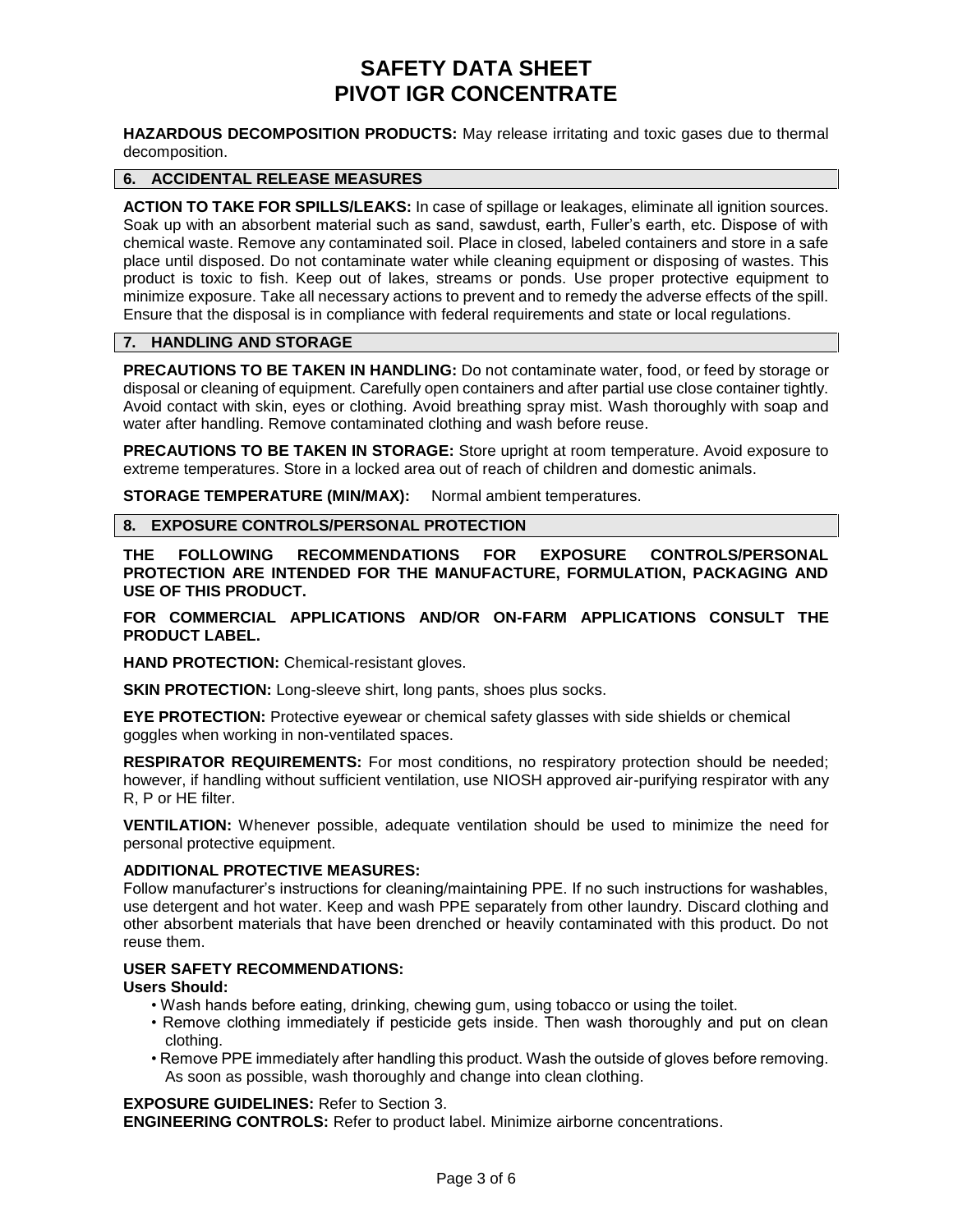**HAZARDOUS DECOMPOSITION PRODUCTS:** May release irritating and toxic gases due to thermal decomposition.

## 6. ACCIDENTAL RELEASE MEASURES

**ACTION TO TAKE FOR SPILLS/LEAKS:** In case of spillage or leakages, eliminate all ignition sources. Soak up with an absorbent material such as sand, sawdust, earth, Fuller's earth, etc. Dispose of with chemical waste. Remove any contaminated soil. Place in closed, labeled containers and store in a safe place until disposed. Do not contaminate water while cleaning equipment or disposing of wastes. This product is toxic to fish. Keep out of lakes, streams or ponds. Use proper protective equipment to minimize exposure. Take all necessary actions to prevent and to remedy the adverse effects of the spill. Ensure that the disposal is in compliance with federal requirements and state or local regulations.

## 7. HANDLING AND STORAGE

**PRECAUTIONS TO BE TAKEN IN HANDLING:** Do not contaminate water, food, or feed by storage or disposal or cleaning of equipment. Carefully open containers and after partial use close container tightly. Avoid contact with skin, eyes or clothing. Avoid breathing spray mist. Wash thoroughly with soap and water after handling. Remove contaminated clothing and wash before reuse.

**PRECAUTIONS TO BE TAKEN IN STORAGE:** Store upright at room temperature. Avoid exposure to extreme temperatures. Store in a locked area out of reach of children and domestic animals.

**STORAGE TEMPERATURE (MIN/MAX):** Normal ambient temperatures.

## 8. EXPOSURE CONTROLS/PERSONAL PROTECTION

**THE FOLLOWING RECOMMENDATIONS FOR EXPOSURE CONTROLS/PERSONAL PROTECTION ARE INTENDED FOR THE MANUFACTURE, FORMULATION, PACKAGING AND USE OF THIS PRODUCT.**

**FOR COMMERCIAL APPLICATIONS AND/OR ON-FARM APPLICATIONS CONSULT THE PRODUCT LABEL.**

**HAND PROTECTION:** Chemical-resistant gloves.

**SKIN PROTECTION:** Long-sleeve shirt, long pants, shoes plus socks.

**EYE PROTECTION:** Protective eyewear or chemical safety glasses with side shields or chemical goggles when working in non-ventilated spaces.

**RESPIRATOR REQUIREMENTS:** For most conditions, no respiratory protection should be needed; however, if handling without sufficient ventilation, use NIOSH approved air-purifying respirator with any R, P or HE filter.

**VENTILATION:** Whenever possible, adequate ventilation should be used to minimize the need for personal protective equipment.

**ADDITIONAL PROTECTIVE MEASURES:**
Follow manufacturer's instructions for cleaning/maintaining PPE. If no such instructions for washables, use detergent and hot water. Keep and wash PPE separately from other laundry. Discard clothing and other absorbent materials that have been drenched or heavily contaminated with this product. Do not reuse them.

**USER SAFETY RECOMMENDATIONS:**
**Users Should:**

- Wash hands before eating, drinking, chewing gum, using tobacco or using the toilet.
- Remove clothing immediately if pesticide gets inside. Then wash thoroughly and put on clean clothing.
- Remove PPE immediately after handling this product. Wash the outside of gloves before removing. As soon as possible, wash thoroughly and change into clean clothing.

**EXPOSURE GUIDELINES:** Refer to Section 3.
**ENGINEERING CONTROLS:** Refer to product label. Minimize airborne concentrations.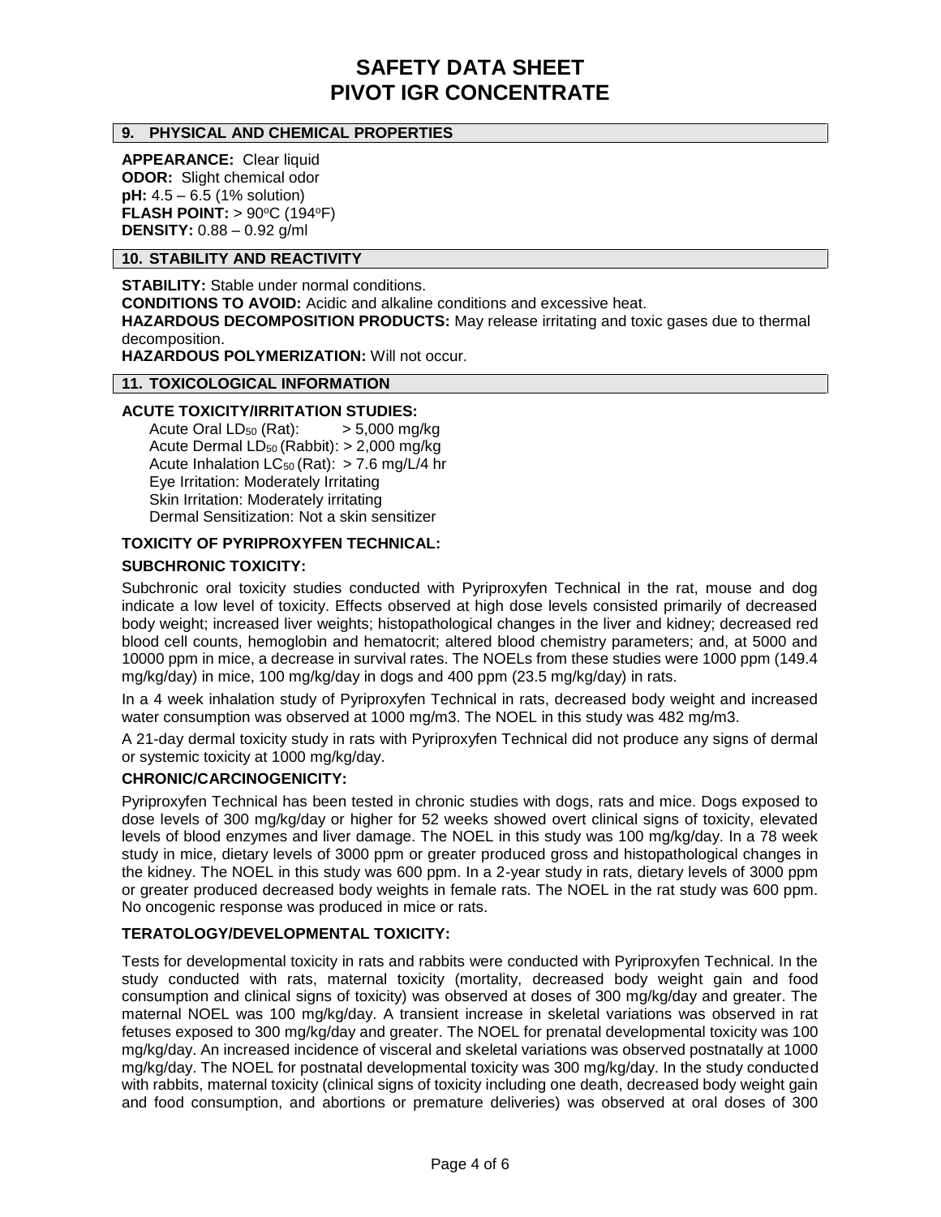## 9. PHYSICAL AND CHEMICAL PROPERTIES

**APPEARANCE:** Clear liquid
**ODOR:** Slight chemical odor
**pH:** 4.5 – 6.5 (1% solution)
**FLASH POINT:** > 90°C (194°F)
**DENSITY:** 0.88 – 0.92 g/ml

## 10. STABILITY AND REACTIVITY

**STABILITY:** Stable under normal conditions.
**CONDITIONS TO AVOID:** Acidic and alkaline conditions and excessive heat.
**HAZARDOUS DECOMPOSITION PRODUCTS:** May release irritating and toxic gases due to thermal decomposition.
**HAZARDOUS POLYMERIZATION:** Will not occur.

## 11. TOXICOLOGICAL INFORMATION

**ACUTE TOXICITY/IRRITATION STUDIES:**

Acute Oral $LD_{50}$ (Rat): > 5,000 mg/kg
Acute Dermal $LD_{50}$ (Rabbit): > 2,000 mg/kg
Acute Inhalation $LC_{50}$ (Rat): > 7.6 mg/L/4 hr
Eye Irritation: Moderately Irritating
Skin Irritation: Moderately irritating
Dermal Sensitization: Not a skin sensitizer

**TOXICITY OF PYRIPROXYFEN TECHNICAL:**

**SUBCHRONIC TOXICITY:**

Subchronic oral toxicity studies conducted with Pyriproxyfen Technical in the rat, mouse and dog indicate a low level of toxicity. Effects observed at high dose levels consisted primarily of decreased body weight; increased liver weights; histopathological changes in the liver and kidney; decreased red blood cell counts, hemoglobin and hematocrit; altered blood chemistry parameters; and, at 5000 and 10000 ppm in mice, a decrease in survival rates. The NOELs from these studies were 1000 ppm (149.4 mg/kg/day) in mice, 100 mg/kg/day in dogs and 400 ppm (23.5 mg/kg/day) in rats.

In a 4 week inhalation study of Pyriproxyfen Technical in rats, decreased body weight and increased water consumption was observed at 1000 mg/m3. The NOEL in this study was 482 mg/m3.

A 21-day dermal toxicity study in rats with Pyriproxyfen Technical did not produce any signs of dermal or systemic toxicity at 1000 mg/kg/day.

**CHRONIC/CARCINOGENICITY:**

Pyriproxyfen Technical has been tested in chronic studies with dogs, rats and mice. Dogs exposed to dose levels of 300 mg/kg/day or higher for 52 weeks showed overt clinical signs of toxicity, elevated levels of blood enzymes and liver damage. The NOEL in this study was 100 mg/kg/day. In a 78 week study in mice, dietary levels of 3000 ppm or greater produced gross and histopathological changes in the kidney. The NOEL in this study was 600 ppm. In a 2-year study in rats, dietary levels of 3000 ppm or greater produced decreased body weights in female rats. The NOEL in the rat study was 600 ppm. No oncogenic response was produced in mice or rats.

**TERATOLOGY/DEVELOPMENTAL TOXICITY:**

Tests for developmental toxicity in rats and rabbits were conducted with Pyriproxyfen Technical. In the study conducted with rats, maternal toxicity (mortality, decreased body weight gain and food consumption and clinical signs of toxicity) was observed at doses of 300 mg/kg/day and greater. The maternal NOEL was 100 mg/kg/day. A transient increase in skeletal variations was observed in rat fetuses exposed to 300 mg/kg/day and greater. The NOEL for prenatal developmental toxicity was 100 mg/kg/day. An increased incidence of visceral and skeletal variations was observed postnatally at 1000 mg/kg/day. The NOEL for postnatal developmental toxicity was 300 mg/kg/day. In the study conducted with rabbits, maternal toxicity (clinical signs of toxicity including one death, decreased body weight gain and food consumption, and abortions or premature deliveries) was observed at oral doses of 300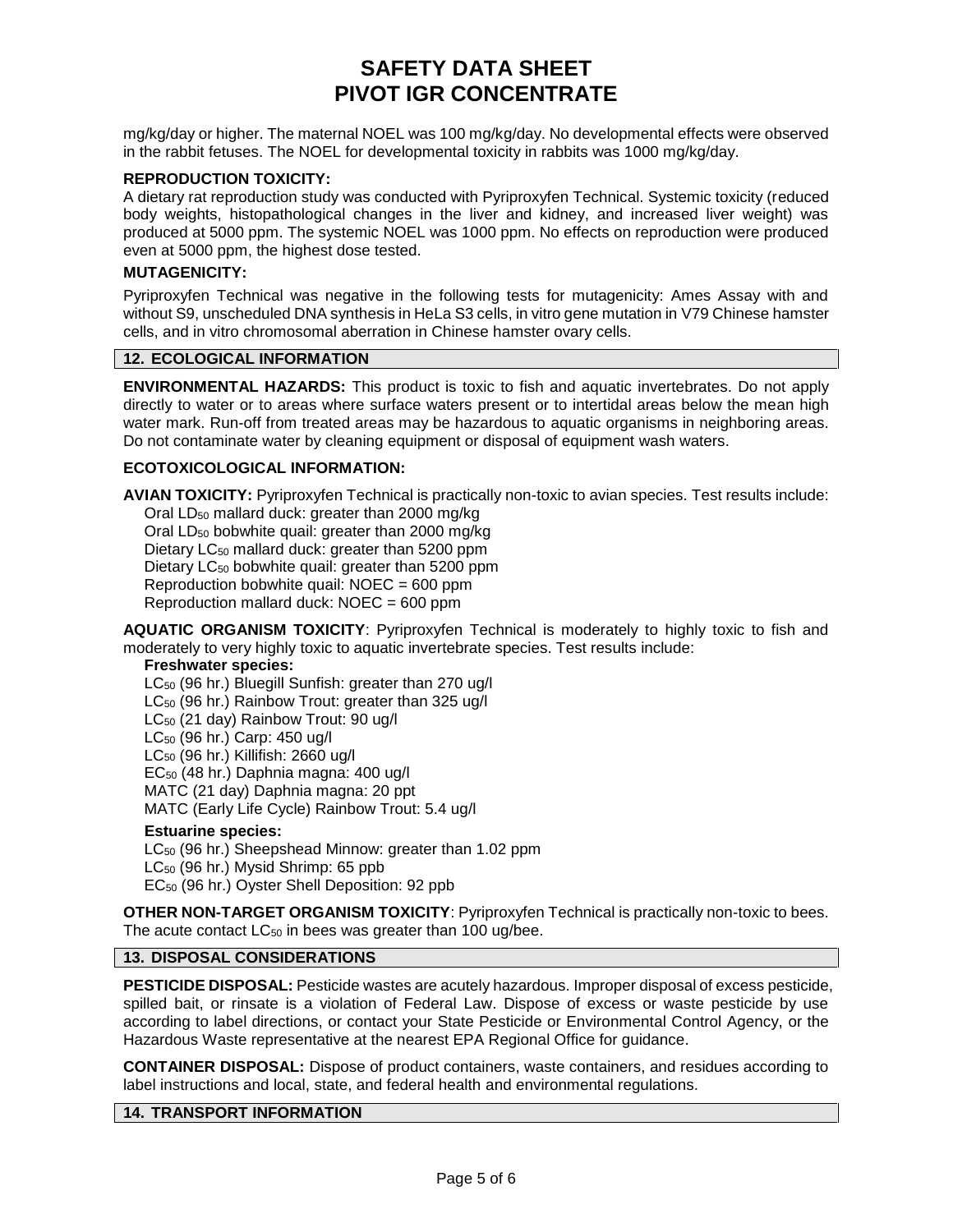mg/kg/day or higher. The maternal NOEL was 100 mg/kg/day. No developmental effects were observed in the rabbit fetuses. The NOEL for developmental toxicity in rabbits was 1000 mg/kg/day.

**REPRODUCTION TOXICITY:**

A dietary rat reproduction study was conducted with Pyriproxyfen Technical. Systemic toxicity (reduced body weights, histopathological changes in the liver and kidney, and increased liver weight) was produced at 5000 ppm. The systemic NOEL was 1000 ppm. No effects on reproduction were produced even at 5000 ppm, the highest dose tested.

**MUTAGENICITY:**

Pyriproxyfen Technical was negative in the following tests for mutagenicity: Ames Assay with and without S9, unscheduled DNA synthesis in HeLa S3 cells, in vitro gene mutation in V79 Chinese hamster cells, and in vitro chromosomal aberration in Chinese hamster ovary cells.

## 12. ECOLOGICAL INFORMATION

**ENVIRONMENTAL HAZARDS:** This product is toxic to fish and aquatic invertebrates. Do not apply directly to water or to areas where surface waters present or to intertidal areas below the mean high water mark. Run-off from treated areas may be hazardous to aquatic organisms in neighboring areas. Do not contaminate water by cleaning equipment or disposal of equipment wash waters.

**ECOTOXICOLOGICAL INFORMATION:**

**AVIAN TOXICITY:** Pyriproxyfen Technical is practically non-toxic to avian species. Test results include:

Oral $LD_{50}$ mallard duck: greater than 2000 mg/kg
Oral $LD_{50}$ bobwhite quail: greater than 2000 mg/kg
Dietary $LC_{50}$ mallard duck: greater than 5200 ppm
Dietary $LC_{50}$ bobwhite quail: greater than 5200 ppm
Reproduction bobwhite quail: NOEC = 600 ppm
Reproduction mallard duck: NOEC = 600 ppm

**AQUATIC ORGANISM TOXICITY**: Pyriproxyfen Technical is moderately to highly toxic to fish and moderately to very highly toxic to aquatic invertebrate species. Test results include:

**Freshwater species:**

$LC_{50}$ (96 hr.) Bluegill Sunfish: greater than 270 ug/l
$LC_{50}$ (96 hr.) Rainbow Trout: greater than 325 ug/l
$LC_{50}$ (21 day) Rainbow Trout: 90 ug/l
$LC_{50}$ (96 hr.) Carp: 450 ug/l
$LC_{50}$ (96 hr.) Killifish: 2660 ug/l
$EC_{50}$ (48 hr.) Daphnia magna: 400 ug/l
MATC (21 day) Daphnia magna: 20 ppt
MATC (Early Life Cycle) Rainbow Trout: 5.4 ug/l

**Estuarine species:**

$LC_{50}$ (96 hr.) Sheepshead Minnow: greater than 1.02 ppm
$LC_{50}$ (96 hr.) Mysid Shrimp: 65 ppb
$EC_{50}$ (96 hr.) Oyster Shell Deposition: 92 ppb

**OTHER NON-TARGET ORGANISM TOXICITY**: Pyriproxyfen Technical is practically non-toxic to bees. The acute contact $LC_{50}$ in bees was greater than 100 ug/bee.

## 13. DISPOSAL CONSIDERATIONS

**PESTICIDE DISPOSAL:** Pesticide wastes are acutely hazardous. Improper disposal of excess pesticide, spilled bait, or rinsate is a violation of Federal Law. Dispose of excess or waste pesticide by use according to label directions, or contact your State Pesticide or Environmental Control Agency, or the Hazardous Waste representative at the nearest EPA Regional Office for guidance.

**CONTAINER DISPOSAL:** Dispose of product containers, waste containers, and residues according to label instructions and local, state, and federal health and environmental regulations.

## 14. TRANSPORT INFORMATION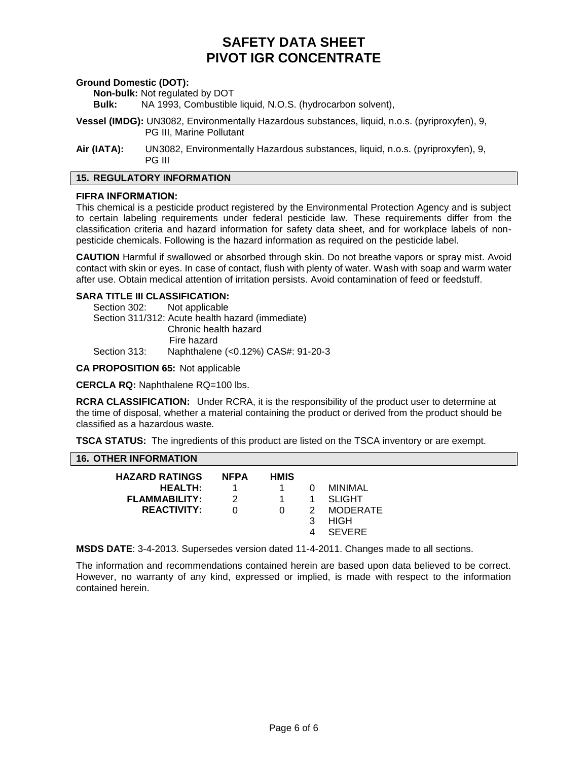# SAFETY DATA SHEET
# PIVOT IGR CONCENTRATE

**Ground Domestic (DOT):**

**Non-bulk:** Not regulated by DOT
**Bulk:** NA 1993, Combustible liquid, N.O.S. (hydrocarbon solvent),

**Vessel (IMDG):** UN3082, Environmentally Hazardous substances, liquid, n.o.s. (pyriproxyfen), 9, PG III, Marine Pollutant

**Air (IATA):** UN3082, Environmentally Hazardous substances, liquid, n.o.s. (pyriproxyfen), 9, PG III

## 15. REGULATORY INFORMATION

**FIFRA INFORMATION:**
This chemical is a pesticide product registered by the Environmental Protection Agency and is subject to certain labeling requirements under federal pesticide law. These requirements differ from the classification criteria and hazard information for safety data sheet, and for workplace labels of non-pesticide chemicals. Following is the hazard information as required on the pesticide label.

**CAUTION** Harmful if swallowed or absorbed through skin. Do not breathe vapors or spray mist. Avoid contact with skin or eyes. In case of contact, flush with plenty of water. Wash with soap and warm water after use. Obtain medical attention of irritation persists. Avoid contamination of feed or feedstuff.

**SARA TITLE III CLASSIFICATION:**

Section 302: Not applicable
Section 311/312: Acute health hazard (immediate)
Chronic health hazard
Fire hazard
Section 313: Naphthalene (<0.12%) CAS#: 91-20-3

**CA PROPOSITION 65:** Not applicable

**CERCLA RQ:** Naphthalene RQ=100 lbs.

**RCRA CLASSIFICATION:** Under RCRA, it is the responsibility of the product user to determine at the time of disposal, whether a material containing the product or derived from the product should be classified as a hazardous waste.

**TSCA STATUS:** The ingredients of this product are listed on the TSCA inventory or are exempt.

## 16. OTHER INFORMATION

| HAZARD RATINGS | NFPA | HMIS | | |
|---|---|---|---|---|
| HEALTH: | 1 | 1 | 0 | MINIMAL |
| FLAMMABILITY: | 2 | 1 | 1 | SLIGHT |
| REACTIVITY: | 0 | 0 | 2 | MODERATE |
| | | | 3 | HIGH |
| | | | 4 | SEVERE |

**MSDS DATE**: 3-4-2013. Supersedes version dated 11-4-2011. Changes made to all sections.

The information and recommendations contained herein are based upon data believed to be correct. However, no warranty of any kind, expressed or implied, is made with respect to the information contained herein.